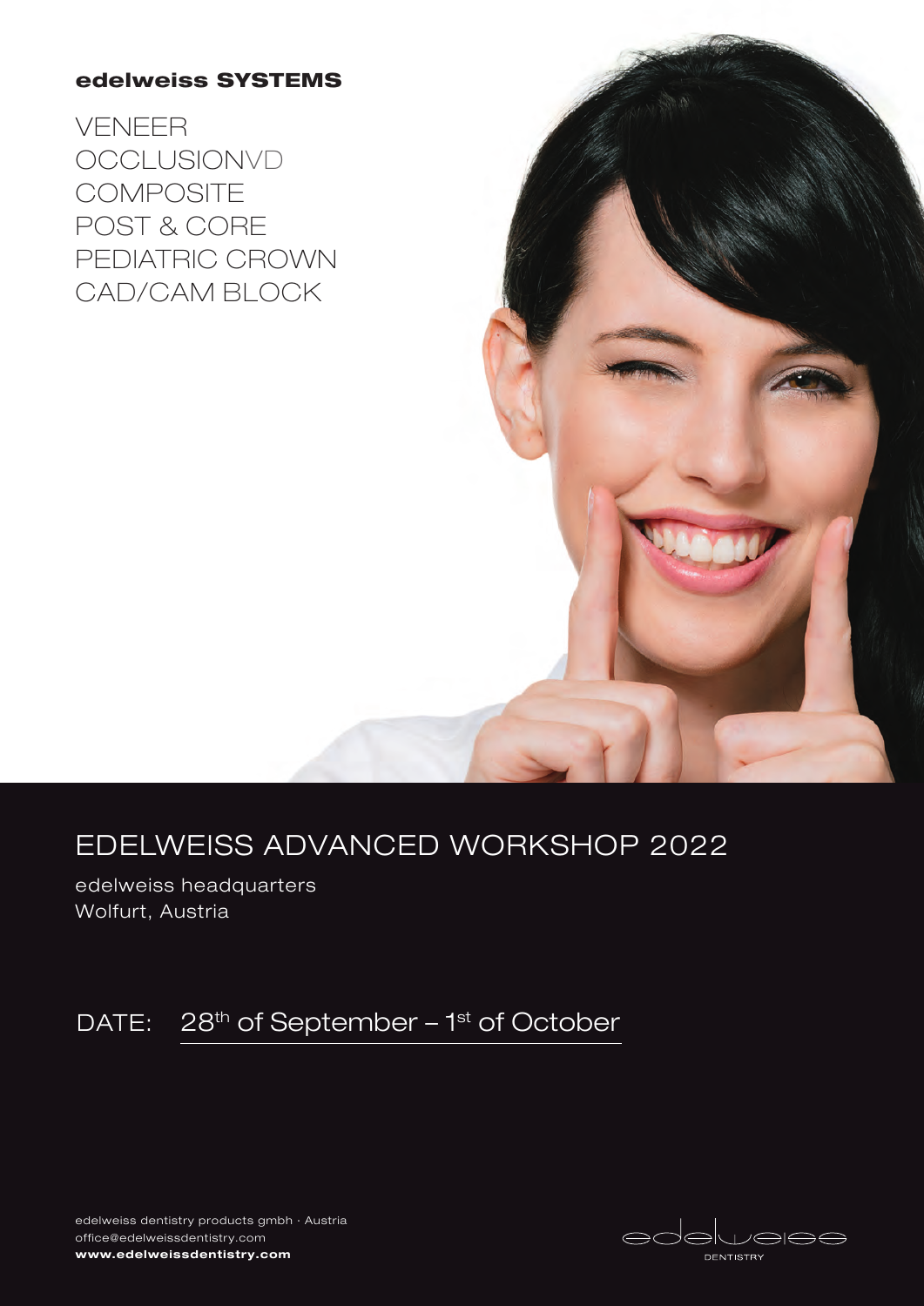**edelweiss SYSTEMS**

VENEER
OCCLUSIONVD
COMPOSITE
POST & CORE
PEDIATRIC CROWN
CAD/CAM BLOCK

# EDELWEISS ADVANCED WORKSHOP 2022

edelweiss headquarters
Wolfurt, Austria

DATE: 28th of September – 1st of October

edelweiss dentistry products gmbh · Austria
office@edelweissdentistry.com
**www.edelweissdentistry.com**

edelweiss DENTISTRY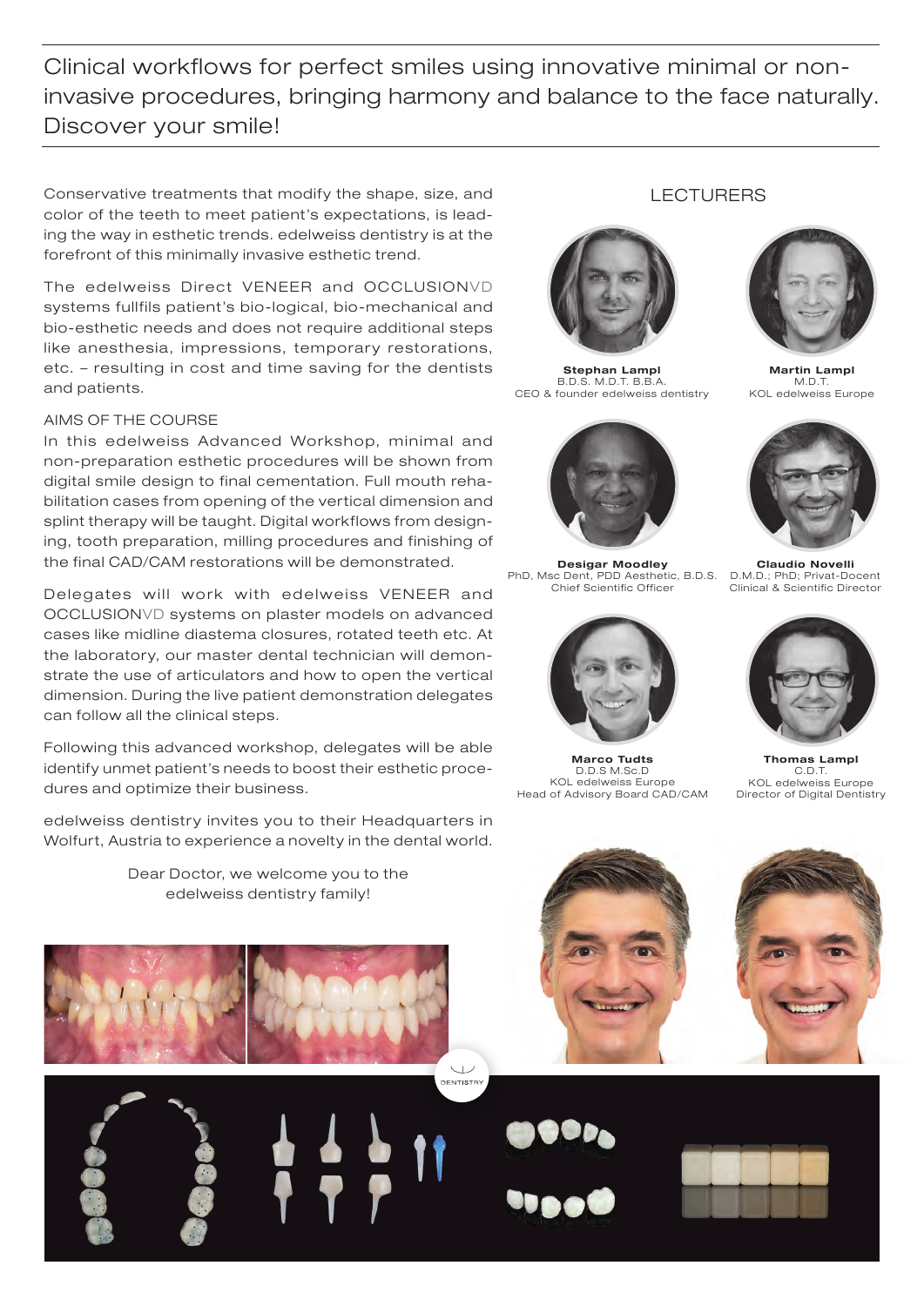# Clinical workflows for perfect smiles using innovative minimal or non-invasive procedures, bringing harmony and balance to the face naturally. Discover your smile!

Conservative treatments that modify the shape, size, and color of the teeth to meet patient's expectations, is leading the way in esthetic trends. edelweiss dentistry is at the forefront of this minimally invasive esthetic trend.

The edelweiss Direct VENEER and OCCLUSIONVD systems fullfils patient's bio-logical, bio-mechanical and bio-esthetic needs and does not require additional steps like anesthesia, impressions, temporary restorations, etc. – resulting in cost and time saving for the dentists and patients.

## AIMS OF THE COURSE

In this edelweiss Advanced Workshop, minimal and non-preparation esthetic procedures will be shown from digital smile design to final cementation. Full mouth rehabilitation cases from opening of the vertical dimension and splint therapy will be taught. Digital workflows from designing, tooth preparation, milling procedures and finishing of the final CAD/CAM restorations will be demonstrated.

Delegates will work with edelweiss VENEER and OCCLUSIONVD systems on plaster models on advanced cases like midline diastema closures, rotated teeth etc. At the laboratory, our master dental technician will demonstrate the use of articulators and how to open the vertical dimension. During the live patient demonstration delegates can follow all the clinical steps.

Following this advanced workshop, delegates will be able identify unmet patient's needs to boost their esthetic procedures and optimize their business.

edelweiss dentistry invites you to their Headquarters in Wolfurt, Austria to experience a novelty in the dental world.

Dear Doctor, we welcome you to the edelweiss dentistry family!

## LECTURERS

**Stephan Lampl**
B.D.S. M.D.T. B.B.A.
CEO & founder edelweiss dentistry

**Martin Lampl**
M.D.T.
KOL edelweiss Europe

**Desigar Moodley**
PhD, Msc Dent, PDD Aesthetic, B.D.S.
Chief Scientific Officer

**Claudio Novelli**
D.M.D.; PhD; Privat-Docent
Clinical & Scientific Director

**Marco Tudts**
D.D.S M.Sc.D
KOL edelweiss Europe
Head of Advisory Board CAD/CAM

**Thomas Lampl**
C.D.T.
KOL edelweiss Europe
Director of Digital Dentistry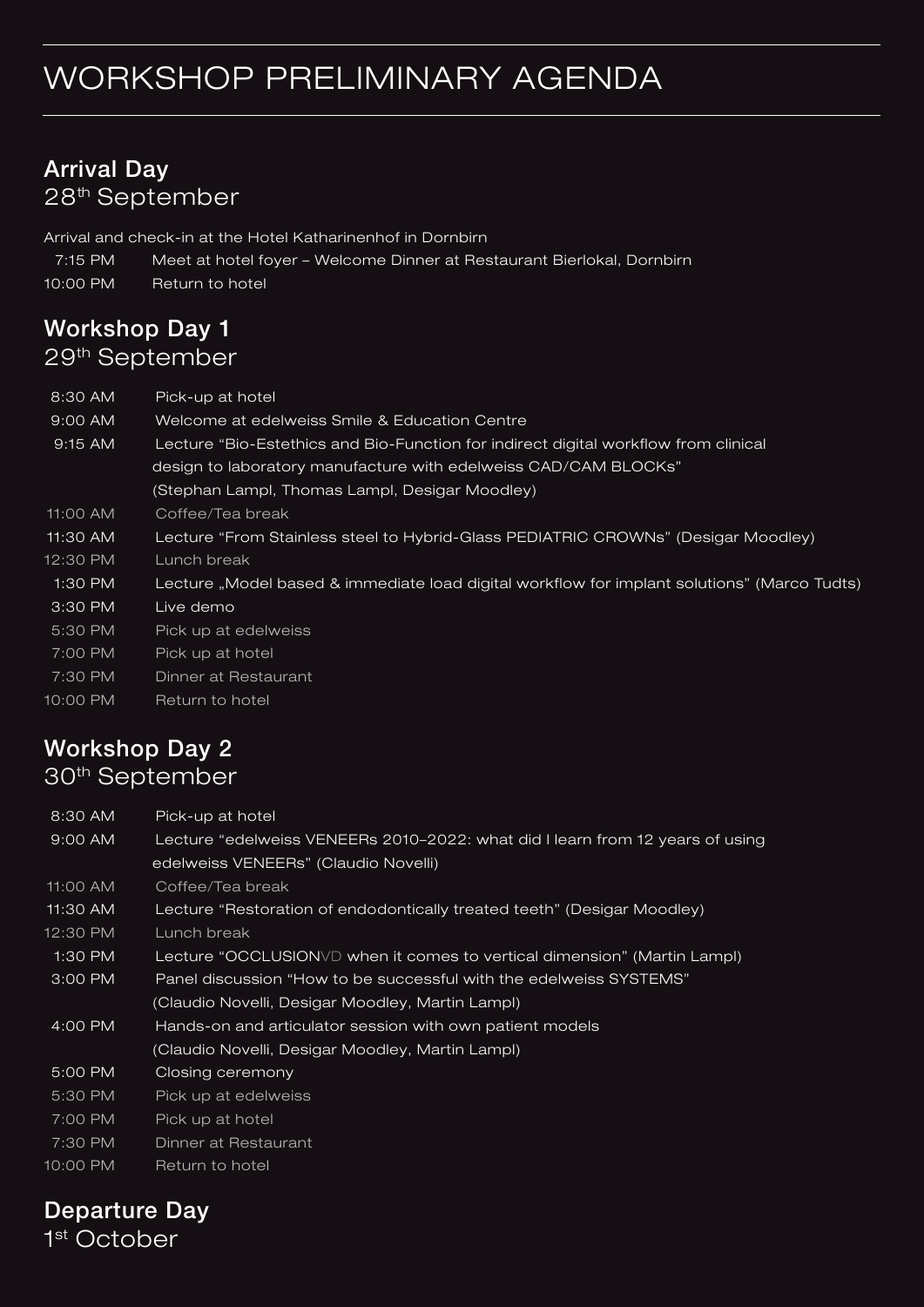# WORKSHOP PRELIMINARY AGENDA

## Arrival Day
28th September

Arrival and check-in at the Hotel Katharinenhof in Dornbirn

| | |
|---|---|
| 7:15 PM | Meet at hotel foyer – Welcome Dinner at Restaurant Bierlokal, Dornbirn |
| 10:00 PM | Return to hotel |

## Workshop Day 1
29th September

| | |
|---|---|
| 8:30 AM | Pick-up at hotel |
| 9:00 AM | Welcome at edelweiss Smile & Education Centre |
| 9:15 AM | Lecture "Bio-Estethics and Bio-Function for indirect digital workflow from clinical design to laboratory manufacture with edelweiss CAD/CAM BLOCKs" (Stephan Lampl, Thomas Lampl, Desigar Moodley) |
| 11:00 AM | Coffee/Tea break |
| 11:30 AM | Lecture "From Stainless steel to Hybrid-Glass PEDIATRIC CROWNs" (Desigar Moodley) |
| 12:30 PM | Lunch break |
| 1:30 PM | Lecture „Model based & immediate load digital workflow for implant solutions" (Marco Tudts) |
| 3:30 PM | Live demo |
| 5:30 PM | Pick up at edelweiss |
| 7:00 PM | Pick up at hotel |
| 7:30 PM | Dinner at Restaurant |
| 10:00 PM | Return to hotel |

## Workshop Day 2
30th September

| | |
|---|---|
| 8:30 AM | Pick-up at hotel |
| 9:00 AM | Lecture "edelweiss VENEERs 2010–2022: what did I learn from 12 years of using edelweiss VENEERs" (Claudio Novelli) |
| 11:00 AM | Coffee/Tea break |
| 11:30 AM | Lecture "Restoration of endodontically treated teeth" (Desigar Moodley) |
| 12:30 PM | Lunch break |
| 1:30 PM | Lecture "OCCLUSIONVD when it comes to vertical dimension" (Martin Lampl) |
| 3:00 PM | Panel discussion "How to be successful with the edelweiss SYSTEMS" (Claudio Novelli, Desigar Moodley, Martin Lampl) |
| 4:00 PM | Hands-on and articulator session with own patient models (Claudio Novelli, Desigar Moodley, Martin Lampl) |
| 5:00 PM | Closing ceremony |
| 5:30 PM | Pick up at edelweiss |
| 7:00 PM | Pick up at hotel |
| 7:30 PM | Dinner at Restaurant |
| 10:00 PM | Return to hotel |

## Departure Day
1st October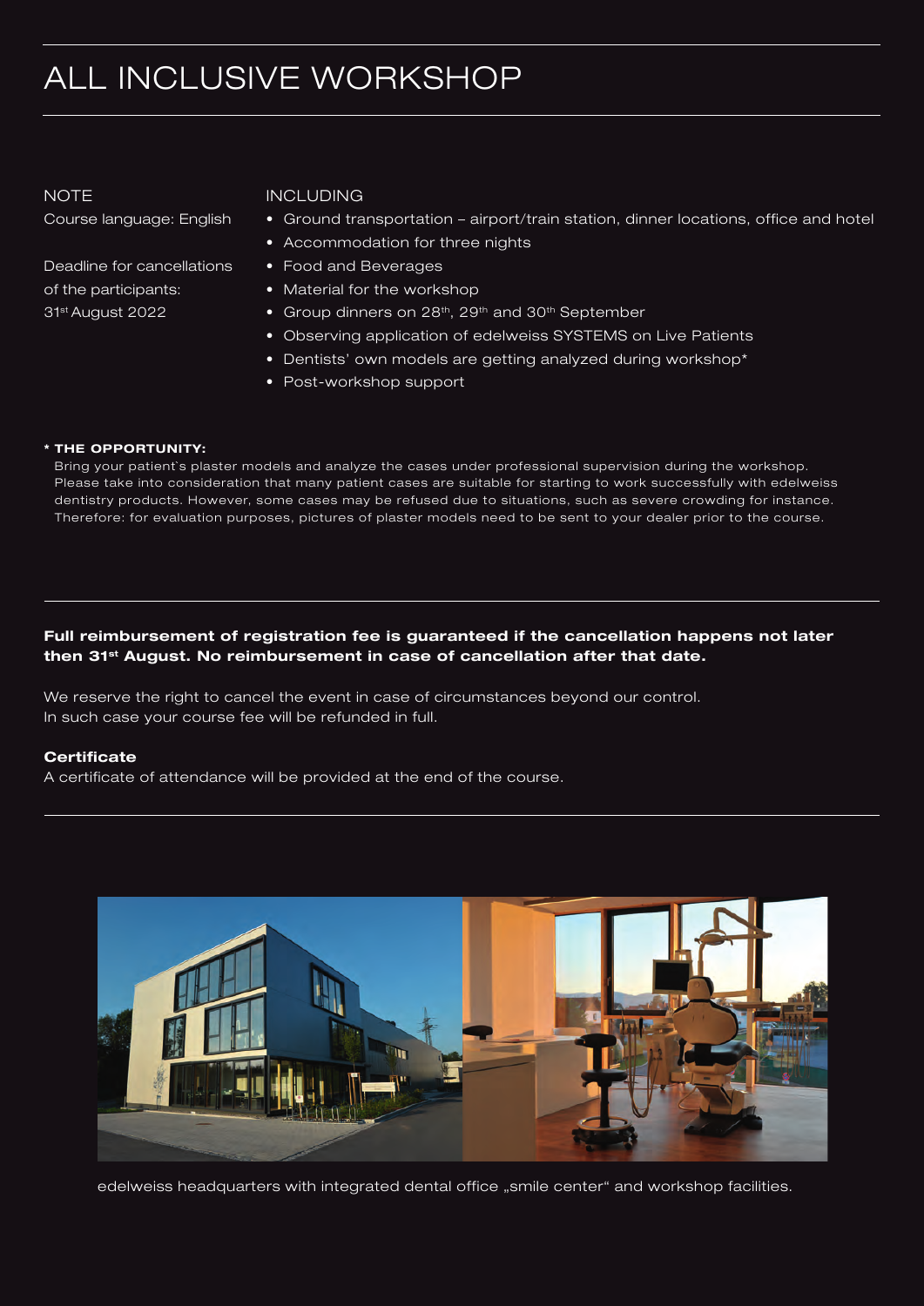# ALL INCLUSIVE WORKSHOP

NOTE

Course language: English

Deadline for cancellations of the participants: 31st August 2022

INCLUDING

- Ground transportation – airport/train station, dinner locations, office and hotel
- Accommodation for three nights
- Food and Beverages
- Material for the workshop
- Group dinners on 28th, 29th and 30th September
- Observing application of edelweiss SYSTEMS on Live Patients
- Dentists' own models are getting analyzed during workshop*
- Post-workshop support

**\* THE OPPORTUNITY:**

Bring your patient`s plaster models and analyze the cases under professional supervision during the workshop. Please take into consideration that many patient cases are suitable for starting to work successfully with edelweiss dentistry products. However, some cases may be refused due to situations, such as severe crowding for instance. Therefore: for evaluation purposes, pictures of plaster models need to be sent to your dealer prior to the course.

**Full reimbursement of registration fee is guaranteed if the cancellation happens not later then 31st August. No reimbursement in case of cancellation after that date.**

We reserve the right to cancel the event in case of circumstances beyond our control.
In such case your course fee will be refunded in full.

**Certificate**

A certificate of attendance will be provided at the end of the course.

edelweiss headquarters with integrated dental office „smile center" and workshop facilities.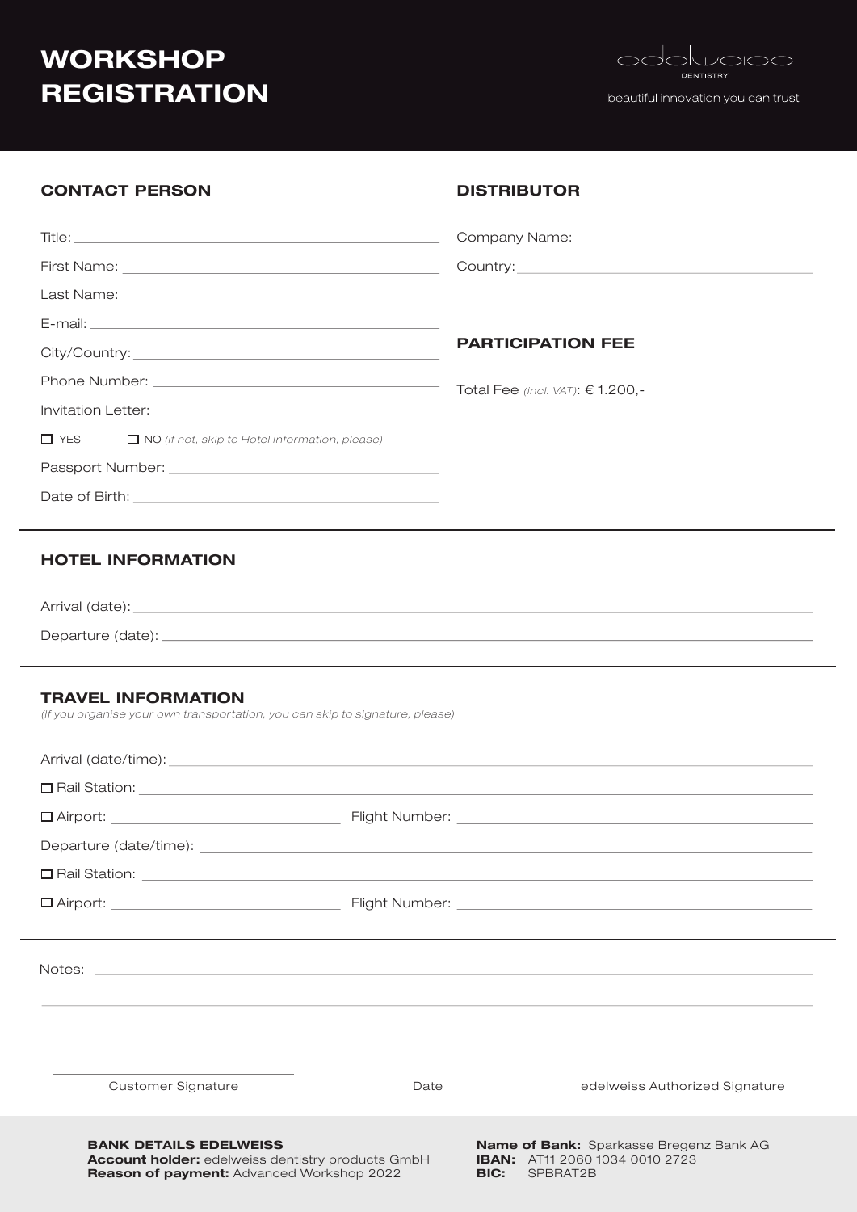# WORKSHOP REGISTRATION

edelweiss DENTISTRY

beautiful innovation you can trust

## CONTACT PERSON

Title: \_\_\_\_\_\_\_\_\_\_\_\_\_\_\_\_\_\_\_\_

First Name: \_\_\_\_\_\_\_\_\_\_\_\_\_\_\_\_\_\_\_\_

Last Name: \_\_\_\_\_\_\_\_\_\_\_\_\_\_\_\_\_\_\_\_

E-mail: \_\_\_\_\_\_\_\_\_\_\_\_\_\_\_\_\_\_\_\_

City/Country: \_\_\_\_\_\_\_\_\_\_\_\_\_\_\_\_\_\_\_\_

Phone Number: \_\_\_\_\_\_\_\_\_\_\_\_\_\_\_\_\_\_\_\_

Invitation Letter:

☐ YES ☐ NO *(If not, skip to Hotel Information, please)*

Passport Number: \_\_\_\_\_\_\_\_\_\_\_\_\_\_\_\_\_\_\_\_

Date of Birth: \_\_\_\_\_\_\_\_\_\_\_\_\_\_\_\_\_\_\_\_

## DISTRIBUTOR

Company Name: \_\_\_\_\_\_\_\_\_\_\_\_\_\_\_\_\_\_\_\_

Country: \_\_\_\_\_\_\_\_\_\_\_\_\_\_\_\_\_\_\_\_

## PARTICIPATION FEE

Total Fee *(incl. VAT)*: € 1.200,-

## HOTEL INFORMATION

Arrival (date): \_\_\_\_\_\_\_\_\_\_\_\_\_\_\_\_\_\_\_\_

Departure (date): \_\_\_\_\_\_\_\_\_\_\_\_\_\_\_\_\_\_\_\_

## TRAVEL INFORMATION

*(If you organise your own transportation, you can skip to signature, please)*

Arrival (date/time): \_\_\_\_\_\_\_\_\_\_\_\_\_\_\_\_\_\_\_\_

☐ Rail Station: \_\_\_\_\_\_\_\_\_\_\_\_\_\_\_\_\_\_\_\_

☐ Airport: \_\_\_\_\_\_\_\_\_\_ Flight Number: \_\_\_\_\_\_\_\_\_\_

Departure (date/time): \_\_\_\_\_\_\_\_\_\_\_\_\_\_\_\_\_\_\_\_

☐ Rail Station: \_\_\_\_\_\_\_\_\_\_\_\_\_\_\_\_\_\_\_\_

☐ Airport: \_\_\_\_\_\_\_\_\_\_ Flight Number: \_\_\_\_\_\_\_\_\_\_

Notes: \_\_\_\_\_\_\_\_\_\_\_\_\_\_\_\_\_\_\_\_

\_\_\_\_\_\_\_\_\_\_\_\_\_\_\_\_\_\_\_\_

Customer Signature

Date

edelweiss Authorized Signature

**BANK DETAILS EDELWEISS**
**Account holder:** edelweiss dentistry products GmbH
**Reason of payment:** Advanced Workshop 2022

**Name of Bank:** Sparkasse Bregenz Bank AG
**IBAN:** AT11 2060 1034 0010 2723
**BIC:** SPBRAT2B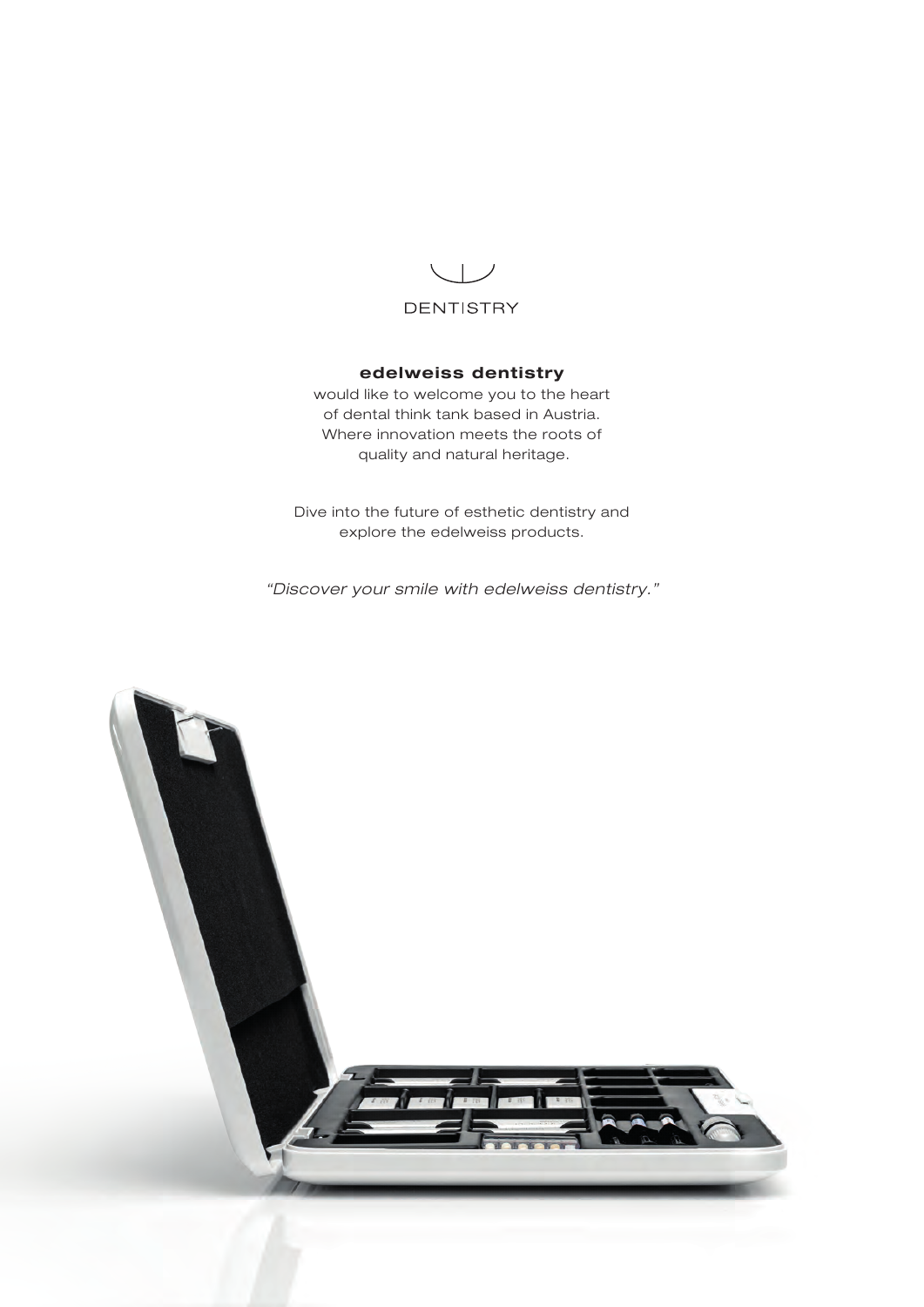DENTISTRY

**edelweiss dentistry**

would like to welcome you to the heart
of dental think tank based in Austria.
Where innovation meets the roots of
quality and natural heritage.

Dive into the future of esthetic dentistry and
explore the edelweiss products.

*"Discover your smile with edelweiss dentistry."*